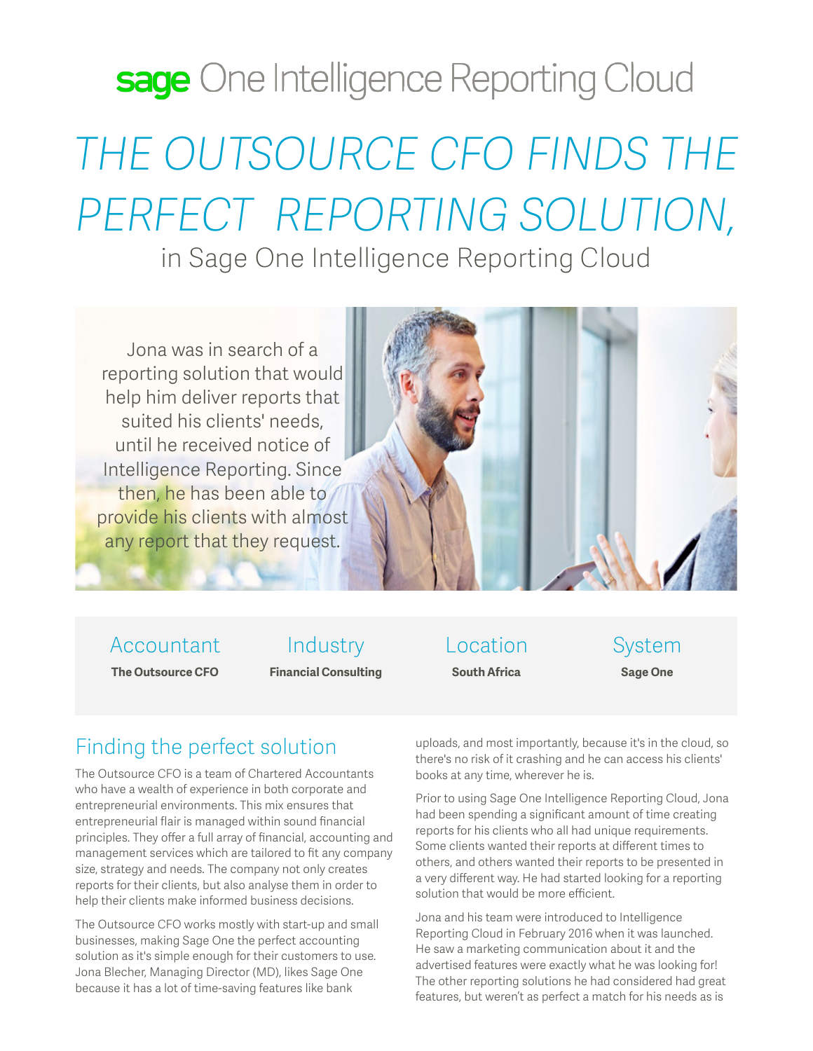**sage** One Intelligence Reporting Cloud

# THE OUTSOURCE CFO FINDS THE PERFECT REPORTING SOLUTION,

in Sage One Intelligence Reporting Cloud

Jona was in search of a reporting solution that would help him deliver reports that suited his clients' needs, until he received notice of Intelligence Reporting. Since then, he has been able to provide his clients with almost any report that they request.

| Accountant | Industry | Location | System |
|---|---|---|---|
| **The Outsource CFO** | **Financial Consulting** | **South Africa** | **Sage One** |

## Finding the perfect solution

The Outsource CFO is a team of Chartered Accountants who have a wealth of experience in both corporate and entrepreneurial environments. This mix ensures that entrepreneurial flair is managed within sound financial principles. They offer a full array of financial, accounting and management services which are tailored to fit any company size, strategy and needs. The company not only creates reports for their clients, but also analyse them in order to help their clients make informed business decisions.

The Outsource CFO works mostly with start-up and small businesses, making Sage One the perfect accounting solution as it's simple enough for their customers to use. Jona Blecher, Managing Director (MD), likes Sage One because it has a lot of time-saving features like bank uploads, and most importantly, because it's in the cloud, so there's no risk of it crashing and he can access his clients' books at any time, wherever he is.

Prior to using Sage One Intelligence Reporting Cloud, Jona had been spending a significant amount of time creating reports for his clients who all had unique requirements. Some clients wanted their reports at different times to others, and others wanted their reports to be presented in a very different way. He had started looking for a reporting solution that would be more efficient.

Jona and his team were introduced to Intelligence Reporting Cloud in February 2016 when it was launched. He saw a marketing communication about it and the advertised features were exactly what he was looking for! The other reporting solutions he had considered had great features, but weren't as perfect a match for his needs as is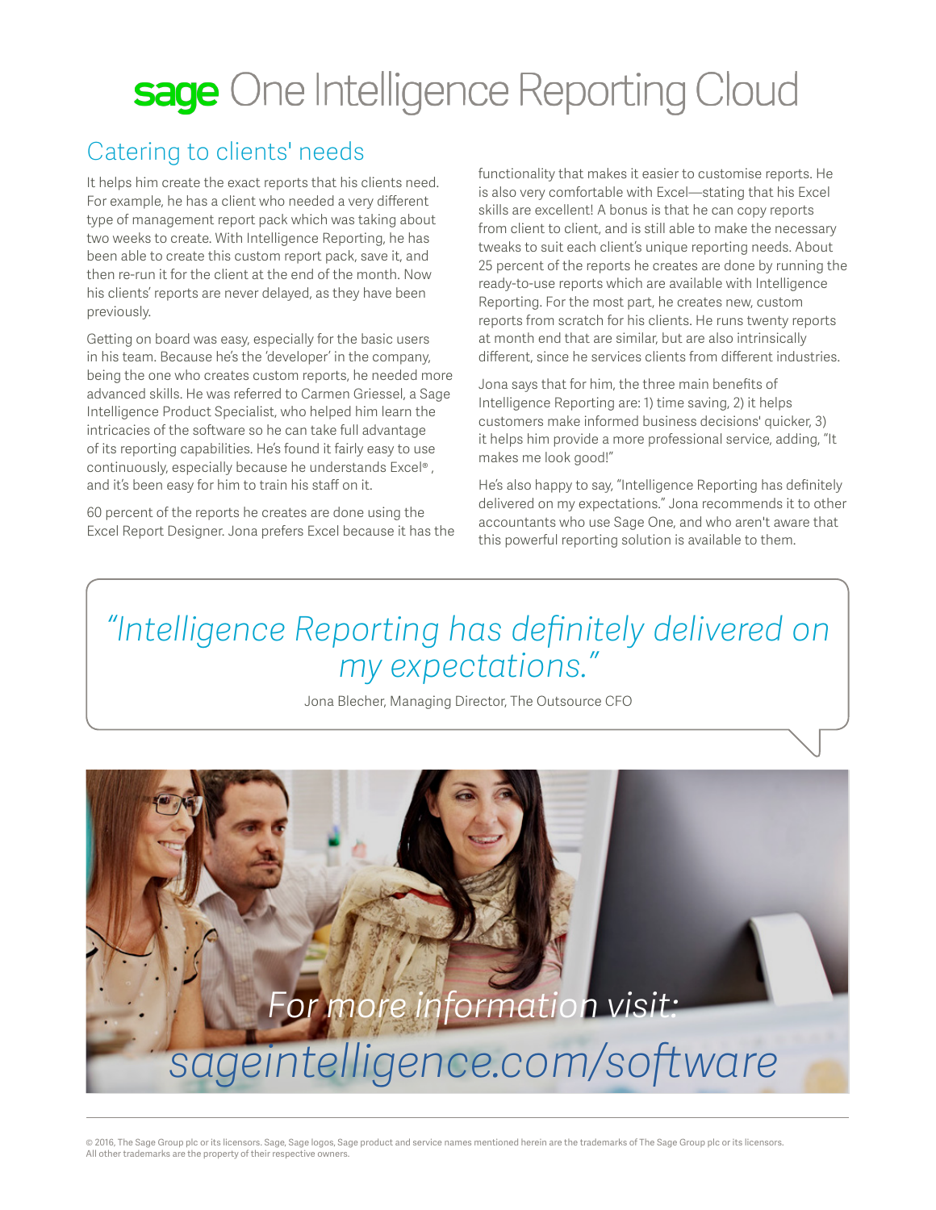# sage One Intelligence Reporting Cloud

## Catering to clients' needs

It helps him create the exact reports that his clients need. For example, he has a client who needed a very different type of management report pack which was taking about two weeks to create. With Intelligence Reporting, he has been able to create this custom report pack, save it, and then re-run it for the client at the end of the month. Now his clients' reports are never delayed, as they have been previously.

Getting on board was easy, especially for the basic users in his team. Because he's the 'developer' in the company, being the one who creates custom reports, he needed more advanced skills. He was referred to Carmen Griessel, a Sage Intelligence Product Specialist, who helped him learn the intricacies of the software so he can take full advantage of its reporting capabilities. He's found it fairly easy to use continuously, especially because he understands Excel®, and it's been easy for him to train his staff on it.

60 percent of the reports he creates are done using the Excel Report Designer. Jona prefers Excel because it has the functionality that makes it easier to customise reports. He is also very comfortable with Excel—stating that his Excel skills are excellent! A bonus is that he can copy reports from client to client, and is still able to make the necessary tweaks to suit each client's unique reporting needs. About 25 percent of the reports he creates are done by running the ready-to-use reports which are available with Intelligence Reporting. For the most part, he creates new, custom reports from scratch for his clients. He runs twenty reports at month end that are similar, but are also intrinsically different, since he services clients from different industries.

Jona says that for him, the three main benefits of Intelligence Reporting are: 1) time saving, 2) it helps customers make informed business decisions' quicker, 3) it helps him provide a more professional service, adding, "It makes me look good!"

He's also happy to say, "Intelligence Reporting has definitely delivered on my expectations." Jona recommends it to other accountants who use Sage One, and who aren't aware that this powerful reporting solution is available to them.

> *"Intelligence Reporting has definitely delivered on my expectations."*
>
> Jona Blecher, Managing Director, The Outsource CFO

*For more information visit:*

*sageintelligence.com/software*

© 2016, The Sage Group plc or its licensors. Sage, Sage logos, Sage product and service names mentioned herein are the trademarks of The Sage Group plc or its licensors. All other trademarks are the property of their respective owners.